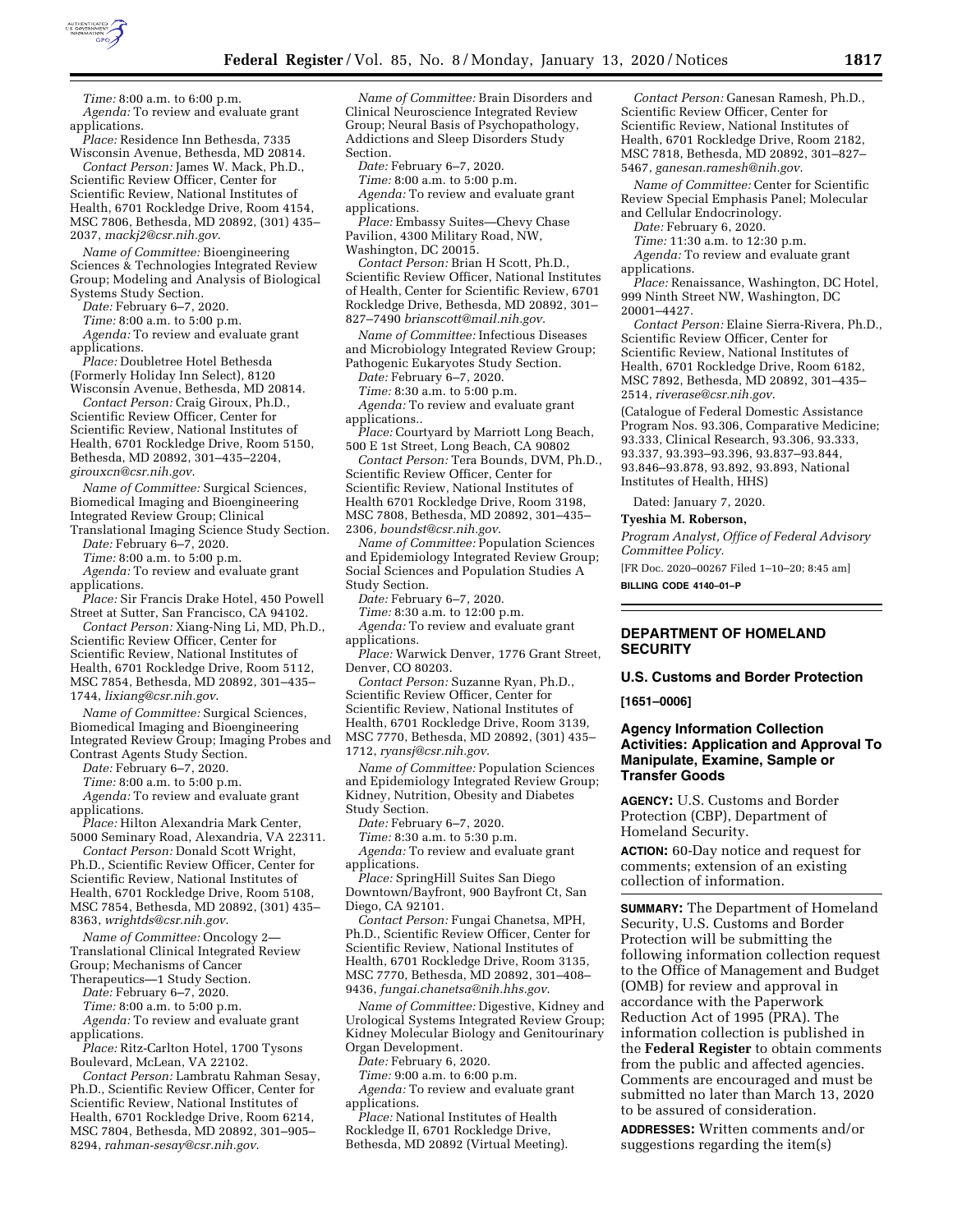*Time:* 8:00 a.m. to 6:00 p.m.

*Agenda:* To review and evaluate grant applications.

*Place:* Residence Inn Bethesda, 7335 Wisconsin Avenue, Bethesda, MD 20814.

*Contact Person:* James W. Mack, Ph.D., Scientific Review Officer, Center for Scientific Review, National Institutes of Health, 6701 Rockledge Drive, Room 4154, MSC 7806, Bethesda, MD 20892, (301) 435–2037, *mackj2@csr.nih.gov*.

*Name of Committee:* Bioengineering Sciences & Technologies Integrated Review Group; Modeling and Analysis of Biological Systems Study Section.

*Date:* February 6–7, 2020.

*Time:* 8:00 a.m. to 5:00 p.m.

*Agenda:* To review and evaluate grant applications.

*Place:* Doubletree Hotel Bethesda (Formerly Holiday Inn Select), 8120 Wisconsin Avenue, Bethesda, MD 20814.

*Contact Person:* Craig Giroux, Ph.D., Scientific Review Officer, Center for Scientific Review, National Institutes of Health, 6701 Rockledge Drive, Room 5150, Bethesda, MD 20892, 301–435–2204, *girouxcn@csr.nih.gov*.

*Name of Committee:* Surgical Sciences, Biomedical Imaging and Bioengineering Integrated Review Group; Clinical Translational Imaging Science Study Section.

*Date:* February 6–7, 2020.

*Time:* 8:00 a.m. to 5:00 p.m.

*Agenda:* To review and evaluate grant applications.

*Place:* Sir Francis Drake Hotel, 450 Powell Street at Sutter, San Francisco, CA 94102.

*Contact Person:* Xiang-Ning Li, MD, Ph.D., Scientific Review Officer, Center for Scientific Review, National Institutes of Health, 6701 Rockledge Drive, Room 5112, MSC 7854, Bethesda, MD 20892, 301–435–1744, *lixiang@csr.nih.gov*.

*Name of Committee:* Surgical Sciences, Biomedical Imaging and Bioengineering Integrated Review Group; Imaging Probes and Contrast Agents Study Section.

*Date:* February 6–7, 2020.

*Time:* 8:00 a.m. to 5:00 p.m.

*Agenda:* To review and evaluate grant applications.

*Place:* Hilton Alexandria Mark Center, 5000 Seminary Road, Alexandria, VA 22311.

*Contact Person:* Donald Scott Wright, Ph.D., Scientific Review Officer, Center for Scientific Review, National Institutes of Health, 6701 Rockledge Drive, Room 5108, MSC 7854, Bethesda, MD 20892, (301) 435–8363, *wrightds@csr.nih.gov*.

*Name of Committee:* Oncology 2—Translational Clinical Integrated Review Group; Mechanisms of Cancer Therapeutics—1 Study Section.

*Date:* February 6–7, 2020.

*Time:* 8:00 a.m. to 5:00 p.m.

*Agenda:* To review and evaluate grant applications.

*Place:* Ritz-Carlton Hotel, 1700 Tysons Boulevard, McLean, VA 22102.

*Contact Person:* Lambratu Rahman Sesay, Ph.D., Scientific Review Officer, Center for Scientific Review, National Institutes of Health, 6701 Rockledge Drive, Room 6214, MSC 7804, Bethesda, MD 20892, 301–905–8294, *rahman-sesay@csr.nih.gov*.

*Name of Committee:* Brain Disorders and Clinical Neuroscience Integrated Review Group; Neural Basis of Psychopathology, Addictions and Sleep Disorders Study Section.

*Date:* February 6–7, 2020.

*Time:* 8:00 a.m. to 5:00 p.m.

*Agenda:* To review and evaluate grant applications.

*Place:* Embassy Suites—Chevy Chase Pavilion, 4300 Military Road, NW, Washington, DC 20015.

*Contact Person:* Brian H Scott, Ph.D., Scientific Review Officer, National Institutes of Health, Center for Scientific Review, 6701 Rockledge Drive, Bethesda, MD 20892, 301–827–7490 *brianscott@mail.nih.gov*.

*Name of Committee:* Infectious Diseases and Microbiology Integrated Review Group; Pathogenic Eukaryotes Study Section.

*Date:* February 6–7, 2020.

*Time:* 8:30 a.m. to 5:00 p.m.

*Agenda:* To review and evaluate grant applications..

*Place:* Courtyard by Marriott Long Beach, 500 E 1st Street, Long Beach, CA 90802

*Contact Person:* Tera Bounds, DVM, Ph.D., Scientific Review Officer, Center for Scientific Review, National Institutes of Health 6701 Rockledge Drive, Room 3198, MSC 7808, Bethesda, MD 20892, 301–435–2306, *boundst@csr.nih.gov*.

*Name of Committee:* Population Sciences and Epidemiology Integrated Review Group; Social Sciences and Population Studies A Study Section.

*Date:* February 6–7, 2020.

*Time:* 8:30 a.m. to 12:00 p.m.

*Agenda:* To review and evaluate grant applications.

*Place:* Warwick Denver, 1776 Grant Street, Denver, CO 80203.

*Contact Person:* Suzanne Ryan, Ph.D., Scientific Review Officer, Center for Scientific Review, National Institutes of Health, 6701 Rockledge Drive, Room 3139, MSC 7770, Bethesda, MD 20892, (301) 435–1712, *ryansj@csr.nih.gov*.

*Name of Committee:* Population Sciences and Epidemiology Integrated Review Group; Kidney, Nutrition, Obesity and Diabetes Study Section.

*Date:* February 6–7, 2020.

*Time:* 8:30 a.m. to 5:30 p.m.

*Agenda:* To review and evaluate grant applications.

*Place:* SpringHill Suites San Diego Downtown/Bayfront, 900 Bayfront Ct, San Diego, CA 92101.

*Contact Person:* Fungai Chanetsa, MPH, Ph.D., Scientific Review Officer, Center for Scientific Review, National Institutes of Health, 6701 Rockledge Drive, Room 3135, MSC 7770, Bethesda, MD 20892, 301–408–9436, *fungai.chanetsa@nih.hhs.gov*.

*Name of Committee:* Digestive, Kidney and Urological Systems Integrated Review Group; Kidney Molecular Biology and Genitourinary Organ Development.

*Date:* February 6, 2020.

*Time:* 9:00 a.m. to 6:00 p.m.

*Agenda:* To review and evaluate grant applications.

*Place:* National Institutes of Health Rockledge II, 6701 Rockledge Drive, Bethesda, MD 20892 (Virtual Meeting).

*Contact Person:* Ganesan Ramesh, Ph.D., Scientific Review Officer, Center for Scientific Review, National Institutes of Health, 6701 Rockledge Drive, Room 2182, MSC 7818, Bethesda, MD 20892, 301–827–5467, *ganesan.ramesh@nih.gov*.

*Name of Committee:* Center for Scientific Review Special Emphasis Panel; Molecular and Cellular Endocrinology.

*Date:* February 6, 2020.

*Time:* 11:30 a.m. to 12:30 p.m.

*Agenda:* To review and evaluate grant applications.

*Place:* Renaissance, Washington, DC Hotel, 999 Ninth Street NW, Washington, DC 20001–4427.

*Contact Person:* Elaine Sierra-Rivera, Ph.D., Scientific Review Officer, Center for Scientific Review, National Institutes of Health, 6701 Rockledge Drive, Room 6182, MSC 7892, Bethesda, MD 20892, 301–435–2514, *riverase@csr.nih.gov*.

(Catalogue of Federal Domestic Assistance Program Nos. 93.306, Comparative Medicine; 93.333, Clinical Research, 93.306, 93.333, 93.337, 93.393–93.396, 93.837–93.844, 93.846–93.878, 93.892, 93.893, National Institutes of Health, HHS)

Dated: January 7, 2020.

**Tyeshia M. Roberson,**

*Program Analyst, Office of Federal Advisory Committee Policy.*

[FR Doc. 2020–00267 Filed 1–10–20; 8:45 am]

**BILLING CODE 4140–01–P**

## DEPARTMENT OF HOMELAND SECURITY

### U.S. Customs and Border Protection

**[1651–0006]**

### Agency Information Collection Activities: Application and Approval To Manipulate, Examine, Sample or Transfer Goods

**AGENCY:** U.S. Customs and Border Protection (CBP), Department of Homeland Security.

**ACTION:** 60-Day notice and request for comments; extension of an existing collection of information.

**SUMMARY:** The Department of Homeland Security, U.S. Customs and Border Protection will be submitting the following information collection request to the Office of Management and Budget (OMB) for review and approval in accordance with the Paperwork Reduction Act of 1995 (PRA). The information collection is published in the **Federal Register** to obtain comments from the public and affected agencies. Comments are encouraged and must be submitted no later than March 13, 2020 to be assured of consideration.

**ADDRESSES:** Written comments and/or suggestions regarding the item(s)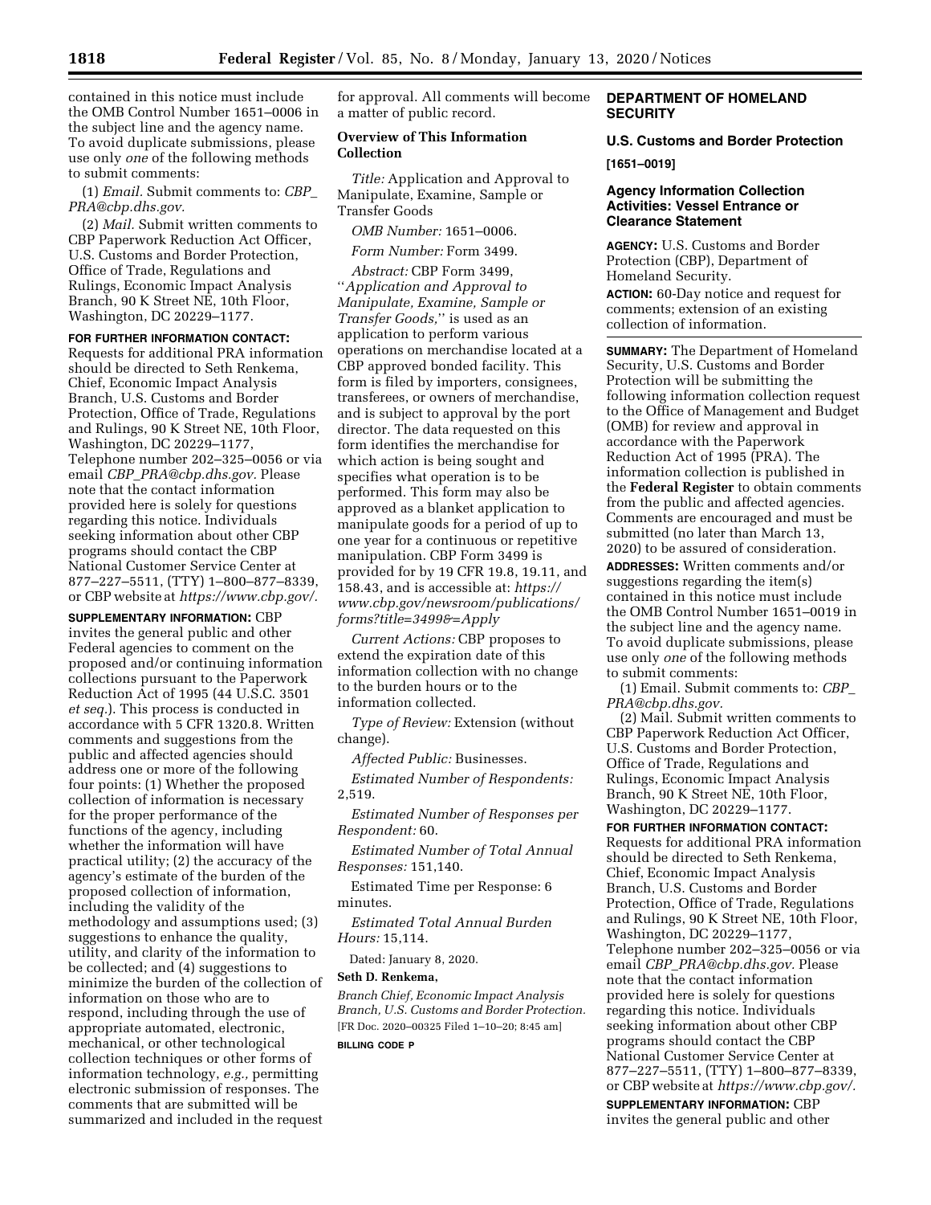contained in this notice must include the OMB Control Number 1651–0006 in the subject line and the agency name. To avoid duplicate submissions, please use only *one* of the following methods to submit comments:

(1) *Email.* Submit comments to: *CBP_PRA@cbp.dhs.gov.*

(2) *Mail.* Submit written comments to CBP Paperwork Reduction Act Officer, U.S. Customs and Border Protection, Office of Trade, Regulations and Rulings, Economic Impact Analysis Branch, 90 K Street NE, 10th Floor, Washington, DC 20229–1177.

**FOR FURTHER INFORMATION CONTACT:** Requests for additional PRA information should be directed to Seth Renkema, Chief, Economic Impact Analysis Branch, U.S. Customs and Border Protection, Office of Trade, Regulations and Rulings, 90 K Street NE, 10th Floor, Washington, DC 20229–1177, Telephone number 202–325–0056 or via email *CBP_PRA@cbp.dhs.gov.* Please note that the contact information provided here is solely for questions regarding this notice. Individuals seeking information about other CBP programs should contact the CBP National Customer Service Center at 877–227–5511, (TTY) 1–800–877–8339, or CBP website at *https://www.cbp.gov/.*

**SUPPLEMENTARY INFORMATION:** CBP invites the general public and other Federal agencies to comment on the proposed and/or continuing information collections pursuant to the Paperwork Reduction Act of 1995 (44 U.S.C. 3501 *et seq.*). This process is conducted in accordance with 5 CFR 1320.8. Written comments and suggestions from the public and affected agencies should address one or more of the following four points: (1) Whether the proposed collection of information is necessary for the proper performance of the functions of the agency, including whether the information will have practical utility; (2) the accuracy of the agency's estimate of the burden of the proposed collection of information, including the validity of the methodology and assumptions used; (3) suggestions to enhance the quality, utility, and clarity of the information to be collected; and (4) suggestions to minimize the burden of the collection of information on those who are to respond, including through the use of appropriate automated, electronic, mechanical, or other technological collection techniques or other forms of information technology, *e.g.,* permitting electronic submission of responses. The comments that are submitted will be summarized and included in the request for approval. All comments will become a matter of public record.

## Overview of This Information Collection

*Title:* Application and Approval to Manipulate, Examine, Sample or Transfer Goods

*OMB Number:* 1651–0006.

*Form Number:* Form 3499.

*Abstract:* CBP Form 3499, ''*Application and Approval to Manipulate, Examine, Sample or Transfer Goods,*'' is used as an application to perform various operations on merchandise located at a CBP approved bonded facility. This form is filed by importers, consignees, transferees, or owners of merchandise, and is subject to approval by the port director. The data requested on this form identifies the merchandise for which action is being sought and specifies what operation is to be performed. This form may also be approved as a blanket application to manipulate goods for a period of up to one year for a continuous or repetitive manipulation. CBP Form 3499 is provided for by 19 CFR 19.8, 19.11, and 158.43, and is accessible at: *https://www.cbp.gov/newsroom/publications/forms?title=3499&=Apply*

*Current Actions:* CBP proposes to extend the expiration date of this information collection with no change to the burden hours or to the information collected.

*Type of Review:* Extension (without change).

*Affected Public:* Businesses.

*Estimated Number of Respondents:* 2,519.

*Estimated Number of Responses per Respondent:* 60.

*Estimated Number of Total Annual Responses:* 151,140.

Estimated Time per Response: 6 minutes.

*Estimated Total Annual Burden Hours:* 15,114.

Dated: January 8, 2020.

**Seth D. Renkema,**

*Branch Chief, Economic Impact Analysis Branch, U.S. Customs and Border Protection.*

[FR Doc. 2020–00325 Filed 1–10–20; 8:45 am]

**BILLING CODE P**

## DEPARTMENT OF HOMELAND SECURITY

### U.S. Customs and Border Protection

**[1651–0019]**

### Agency Information Collection Activities: Vessel Entrance or Clearance Statement

**AGENCY:** U.S. Customs and Border Protection (CBP), Department of Homeland Security.

**ACTION:** 60-Day notice and request for comments; extension of an existing collection of information.

**SUMMARY:** The Department of Homeland Security, U.S. Customs and Border Protection will be submitting the following information collection request to the Office of Management and Budget (OMB) for review and approval in accordance with the Paperwork Reduction Act of 1995 (PRA). The information collection is published in the **Federal Register** to obtain comments from the public and affected agencies. Comments are encouraged and must be submitted (no later than March 13, 2020) to be assured of consideration.

**ADDRESSES:** Written comments and/or suggestions regarding the item(s) contained in this notice must include the OMB Control Number 1651–0019 in the subject line and the agency name. To avoid duplicate submissions, please use only *one* of the following methods to submit comments:

(1) Email. Submit comments to: *CBP_PRA@cbp.dhs.gov.*

(2) Mail. Submit written comments to CBP Paperwork Reduction Act Officer, U.S. Customs and Border Protection, Office of Trade, Regulations and Rulings, Economic Impact Analysis Branch, 90 K Street NE, 10th Floor, Washington, DC 20229–1177.

**FOR FURTHER INFORMATION CONTACT:** Requests for additional PRA information should be directed to Seth Renkema, Chief, Economic Impact Analysis Branch, U.S. Customs and Border Protection, Office of Trade, Regulations and Rulings, 90 K Street NE, 10th Floor, Washington, DC 20229–1177, Telephone number 202–325–0056 or via email *CBP_PRA@cbp.dhs.gov.* Please note that the contact information provided here is solely for questions regarding this notice. Individuals seeking information about other CBP programs should contact the CBP National Customer Service Center at 877–227–5511, (TTY) 1–800–877–8339, or CBP website at *https://www.cbp.gov/.*

**SUPPLEMENTARY INFORMATION:** CBP invites the general public and other